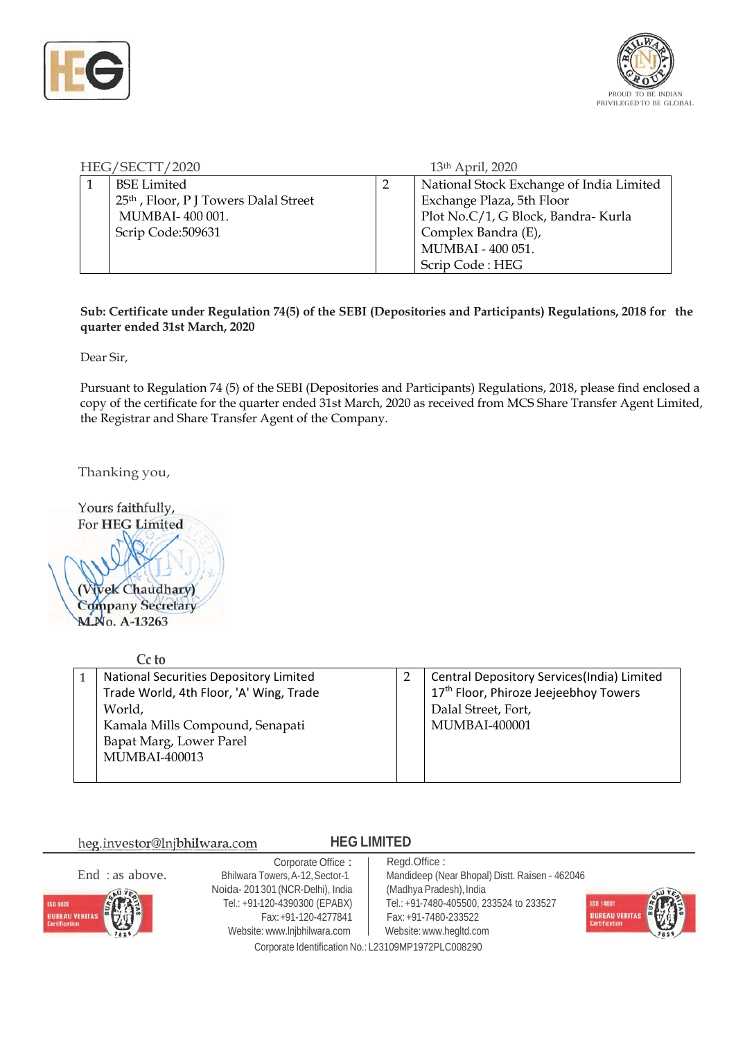HEG/SECTT/2020 13th April, 2020

| 1 | BSE Limited<br>25th , Floor, P J Towers Dalal Street<br>MUMBAI- 400 001.<br>Scrip Code:509631 | 2 | National Stock Exchange of India Limited<br>Exchange Plaza, 5th Floor<br>Plot No.C/1, G Block, Bandra- Kurla<br>Complex Bandra (E),<br>MUMBAI - 400 051.<br>Scrip Code : HEG |
|---|---|---|---|

**Sub: Certificate under Regulation 74(5) of the SEBI (Depositories and Participants) Regulations, 2018 for the quarter ended 31st March, 2020**

Dear Sir,

Pursuant to Regulation 74 (5) of the SEBI (Depositories and Participants) Regulations, 2018, please find enclosed a copy of the certificate for the quarter ended 31st March, 2020 as received from MCS Share Transfer Agent Limited, the Registrar and Share Transfer Agent of the Company.

Thanking you,

Yours faithfully,
For **HEG Limited**

(Vivek Chaudhary)
Company Secretary
M.No. A-13263

Cc to

| 1 | National Securities Depository Limited<br>Trade World, 4th Floor, 'A' Wing, Trade World,<br>Kamala Mills Compound, Senapati Bapat Marg, Lower Parel<br>MUMBAI-400013 | 2 | Central Depository Services(India) Limited<br>17th Floor, Phiroze Jeejeebhoy Towers<br>Dalal Street, Fort,<br>MUMBAI-400001 |
|---|---|---|---|

heg.investor@lnjbhilwara.com

**HEG LIMITED**

End : as above.

Corporate Office : Bhilwara Towers, A-12, Sector-1 Noida- 201301 (NCR-Delhi), India Tel.: +91-120-4390300 (EPABX) Fax: +91-120-4277841 Website: www.lnjbhilwara.com

Regd.Office : Mandideep (Near Bhopal) Distt. Raisen - 462046 (Madhya Pradesh), India Tel.: +91-7480-405500, 233524 to 233527 Fax: +91-7480-233522 Website: www.hegltd.com

Corporate Identification No.: L23109MP1972PLC008290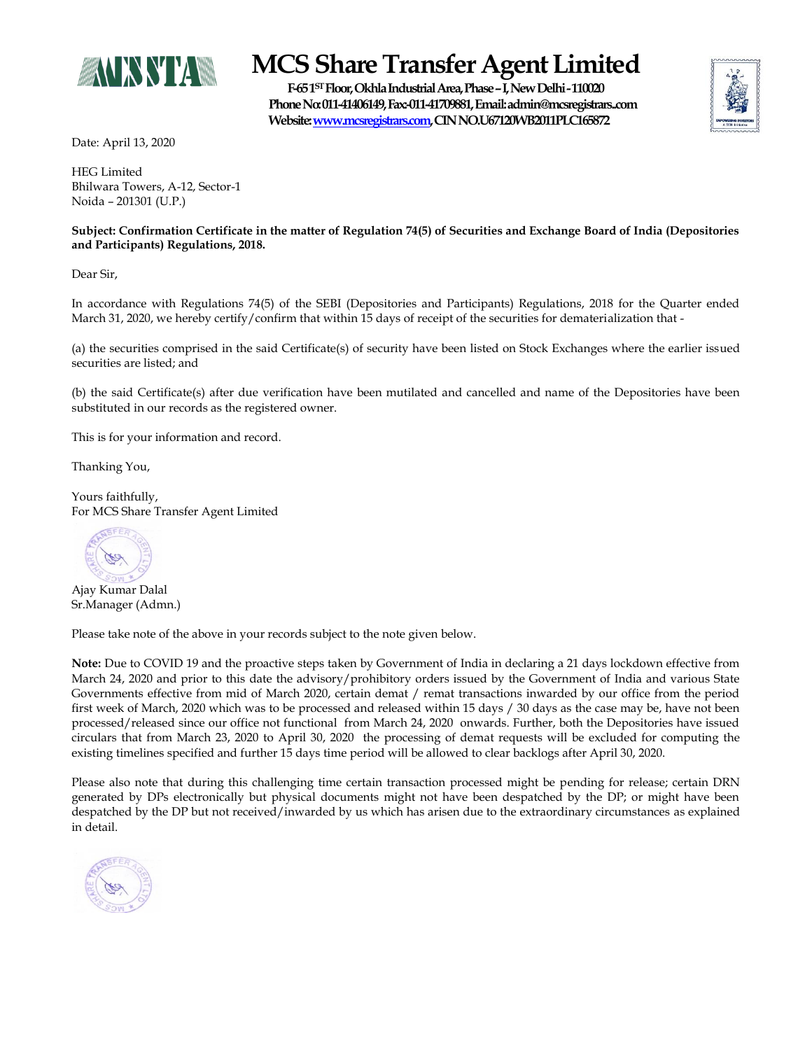# MCS Share Transfer Agent Limited

**F-65 1[ST] Floor, Okhla Industrial Area, Phase – I, New Delhi - 110020**
**Phone No: 011-41406149, Fax: 011-41709881, Email: admin@mcsregistrars..com**
**Website: www.mcsregistrars.com, CIN NO.U67120WB2011PLC165872**

Date: April 13, 2020

HEG Limited
Bhilwara Towers, A-12, Sector-1
Noida – 201301 (U.P.)

**Subject: Confirmation Certificate in the matter of Regulation 74(5) of Securities and Exchange Board of India (Depositories and Participants) Regulations, 2018.**

Dear Sir,

In accordance with Regulations 74(5) of the SEBI (Depositories and Participants) Regulations, 2018 for the Quarter ended March 31, 2020, we hereby certify/confirm that within 15 days of receipt of the securities for dematerialization that -

(a) the securities comprised in the said Certificate(s) of security have been listed on Stock Exchanges where the earlier issued securities are listed; and

(b) the said Certificate(s) after due verification have been mutilated and cancelled and name of the Depositories have been substituted in our records as the registered owner.

This is for your information and record.

Thanking You,

Yours faithfully,
For MCS Share Transfer Agent Limited

Ajay Kumar Dalal
Sr.Manager (Admn.)

Please take note of the above in your records subject to the note given below.

**Note:** Due to COVID 19 and the proactive steps taken by Government of India in declaring a 21 days lockdown effective from March 24, 2020 and prior to this date the advisory/prohibitory orders issued by the Government of India and various State Governments effective from mid of March 2020, certain demat / remat transactions inwarded by our office from the period first week of March, 2020 which was to be processed and released within 15 days / 30 days as the case may be, have not been processed/released since our office not functional from March 24, 2020 onwards. Further, both the Depositories have issued circulars that from March 23, 2020 to April 30, 2020 the processing of demat requests will be excluded for computing the existing timelines specified and further 15 days time period will be allowed to clear backlogs after April 30, 2020.

Please also note that during this challenging time certain transaction processed might be pending for release; certain DRN generated by DPs electronically but physical documents might not have been despatched by the DP; or might have been despatched by the DP but not received/inwarded by us which has arisen due to the extraordinary circumstances as explained in detail.